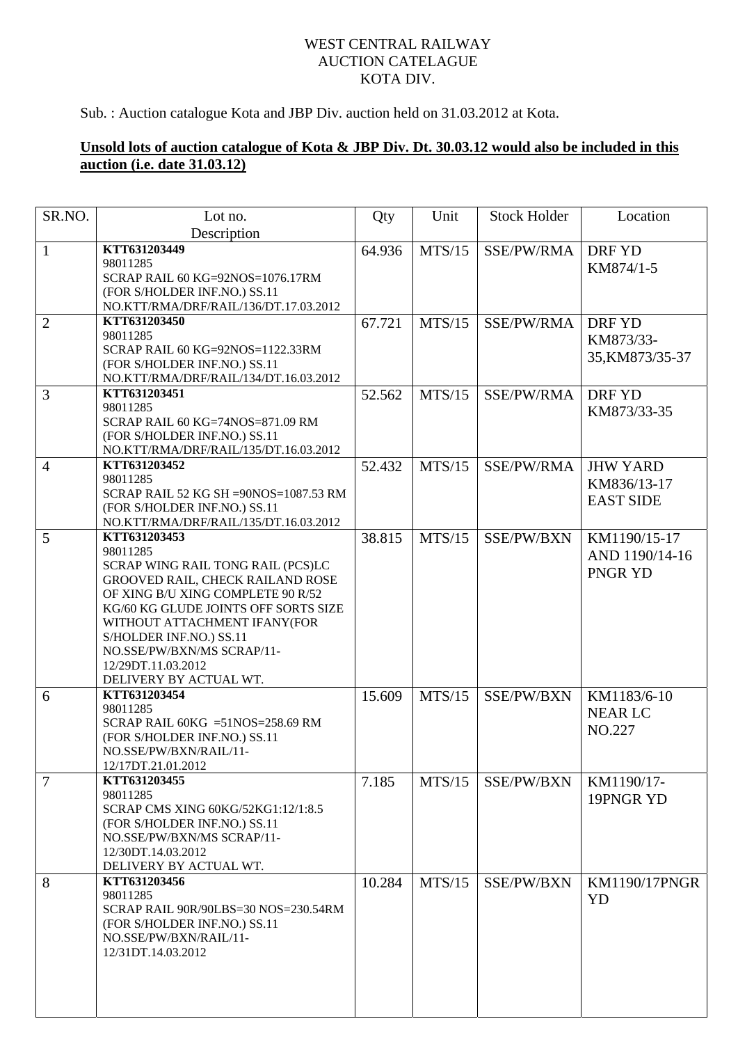WEST CENTRAL RAILWAY
AUCTION CATELAGUE
KOTA DIV.

Sub. : Auction catalogue Kota and JBP Div. auction held on 31.03.2012 at Kota.

**Unsold lots of auction catalogue of Kota & JBP Div. Dt. 30.03.12 would also be included in this auction (i.e. date 31.03.12)**

| SR.NO. | Lot no. Description | Qty | Unit | Stock Holder | Location |
|---|---|---|---|---|---|
| 1 | **KTT631203449**<br>98011285<br>SCRAP RAIL 60 KG=92NOS=1076.17RM (FOR S/HOLDER INF.NO.) SS.11 NO.KTT/RMA/DRF/RAIL/136/DT.17.03.2012 | 64.936 | MTS/15 | SSE/PW/RMA | DRF YD KM874/1-5 |
| 2 | **KTT631203450**<br>98011285<br>SCRAP RAIL 60 KG=92NOS=1122.33RM (FOR S/HOLDER INF.NO.) SS.11 NO.KTT/RMA/DRF/RAIL/134/DT.16.03.2012 | 67.721 | MTS/15 | SSE/PW/RMA | DRF YD KM873/33-35,KM873/35-37 |
| 3 | **KTT631203451**<br>98011285<br>SCRAP RAIL 60 KG=74NOS=871.09 RM (FOR S/HOLDER INF.NO.) SS.11 NO.KTT/RMA/DRF/RAIL/135/DT.16.03.2012 | 52.562 | MTS/15 | SSE/PW/RMA | DRF YD KM873/33-35 |
| 4 | **KTT631203452**<br>98011285<br>SCRAP RAIL 52 KG SH =90NOS=1087.53 RM (FOR S/HOLDER INF.NO.) SS.11 NO.KTT/RMA/DRF/RAIL/135/DT.16.03.2012 | 52.432 | MTS/15 | SSE/PW/RMA | JHW YARD KM836/13-17 EAST SIDE |
| 5 | **KTT631203453**<br>98011285<br>SCRAP WING RAIL TONG RAIL (PCS)LC GROOVED RAIL, CHECK RAILAND ROSE OF XING B/U XING COMPLETE 90 R/52 KG/60 KG GLUDE JOINTS OFF SORTS SIZE WITHOUT ATTACHMENT IFANY(FOR S/HOLDER INF.NO.) SS.11 NO.SSE/PW/BXN/MS SCRAP/11-12/29DT.11.03.2012<br>DELIVERY BY ACTUAL WT. | 38.815 | MTS/15 | SSE/PW/BXN | KM1190/15-17 AND 1190/14-16 PNGR YD |
| 6 | **KTT631203454**<br>98011285<br>SCRAP RAIL 60KG =51NOS=258.69 RM (FOR S/HOLDER INF.NO.) SS.11 NO.SSE/PW/BXN/RAIL/11-12/17DT.21.01.2012 | 15.609 | MTS/15 | SSE/PW/BXN | KM1183/6-10 NEAR LC NO.227 |
| 7 | **KTT631203455**<br>98011285<br>SCRAP CMS XING 60KG/52KG1:12/1:8.5 (FOR S/HOLDER INF.NO.) SS.11 NO.SSE/PW/BXN/MS SCRAP/11-12/30DT.14.03.2012<br>DELIVERY BY ACTUAL WT. | 7.185 | MTS/15 | SSE/PW/BXN | KM1190/17-19PNGR YD |
| 8 | **KTT631203456**<br>98011285<br>SCRAP RAIL 90R/90LBS=30 NOS=230.54RM (FOR S/HOLDER INF.NO.) SS.11 NO.SSE/PW/BXN/RAIL/11-12/31DT.14.03.2012 | 10.284 | MTS/15 | SSE/PW/BXN | KM1190/17PNGR YD |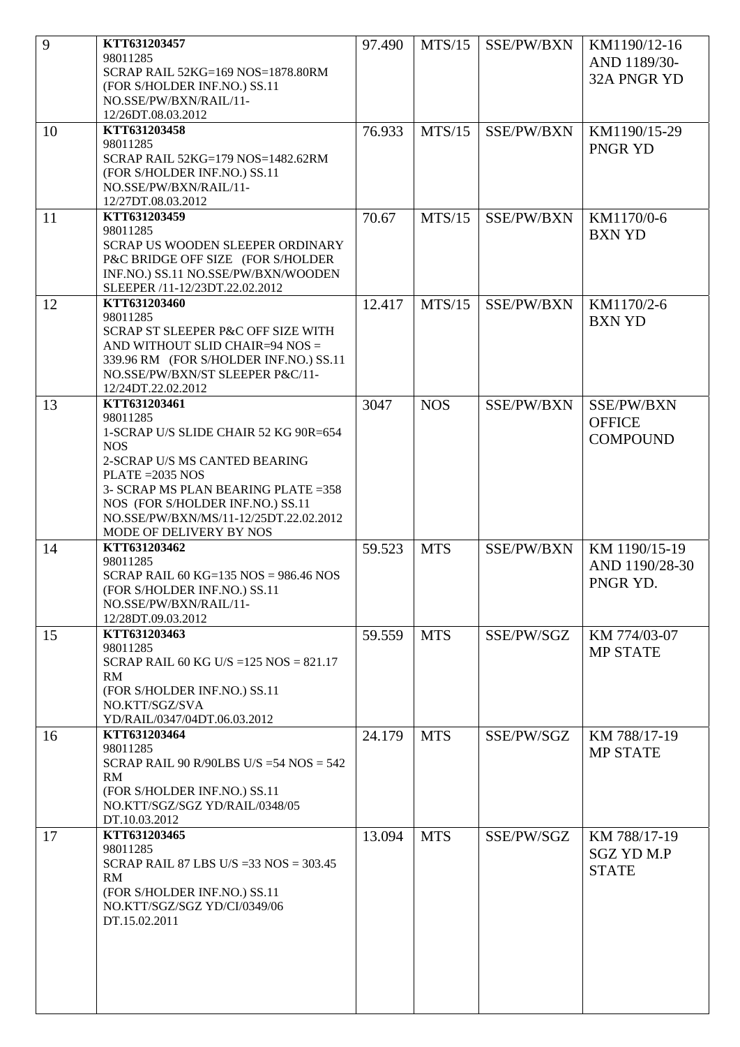| 9 | **KTT631203457**<br>98011285<br>SCRAP RAIL 52KG=169 NOS=1878.80RM<br>(FOR S/HOLDER INF.NO.) SS.11<br>NO.SSE/PW/BXN/RAIL/11-<br>12/26DT.08.03.2012 | 97.490 | MTS/15 | SSE/PW/BXN | KM1190/12-16 AND 1189/30-32A PNGR YD |
|---|---|---|---|---|---|
| 10 | **KTT631203458**<br>98011285<br>SCRAP RAIL 52KG=179 NOS=1482.62RM<br>(FOR S/HOLDER INF.NO.) SS.11<br>NO.SSE/PW/BXN/RAIL/11-<br>12/27DT.08.03.2012 | 76.933 | MTS/15 | SSE/PW/BXN | KM1190/15-29 PNGR YD |
| 11 | **KTT631203459**<br>98011285<br>SCRAP US WOODEN SLEEPER ORDINARY<br>P&C BRIDGE OFF SIZE (FOR S/HOLDER<br>INF.NO.) SS.11 NO.SSE/PW/BXN/WOODEN<br>SLEEPER /11-12/23DT.22.02.2012 | 70.67 | MTS/15 | SSE/PW/BXN | KM1170/0-6 BXN YD |
| 12 | **KTT631203460**<br>98011285<br>SCRAP ST SLEEPER P&C OFF SIZE WITH<br>AND WITHOUT SLID CHAIR=94 NOS =<br>339.96 RM (FOR S/HOLDER INF.NO.) SS.11<br>NO.SSE/PW/BXN/ST SLEEPER P&C/11-<br>12/24DT.22.02.2012 | 12.417 | MTS/15 | SSE/PW/BXN | KM1170/2-6 BXN YD |
| 13 | **KTT631203461**<br>98011285<br>1-SCRAP U/S SLIDE CHAIR 52 KG 90R=654<br>NOS<br>2-SCRAP U/S MS CANTED BEARING<br>PLATE =2035 NOS<br>3- SCRAP MS PLAN BEARING PLATE =358<br>NOS (FOR S/HOLDER INF.NO.) SS.11<br>NO.SSE/PW/BXN/MS/11-12/25DT.22.02.2012<br>MODE OF DELIVERY BY NOS | 3047 | NOS | SSE/PW/BXN | SSE/PW/BXN OFFICE COMPOUND |
| 14 | **KTT631203462**<br>98011285<br>SCRAP RAIL 60 KG=135 NOS = 986.46 NOS<br>(FOR S/HOLDER INF.NO.) SS.11<br>NO.SSE/PW/BXN/RAIL/11-<br>12/28DT.09.03.2012 | 59.523 | MTS | SSE/PW/BXN | KM 1190/15-19 AND 1190/28-30 PNGR YD. |
| 15 | **KTT631203463**<br>98011285<br>SCRAP RAIL 60 KG U/S =125 NOS = 821.17<br>RM<br>(FOR S/HOLDER INF.NO.) SS.11<br>NO.KTT/SGZ/SVA<br>YD/RAIL/0347/04DT.06.03.2012 | 59.559 | MTS | SSE/PW/SGZ | KM 774/03-07 MP STATE |
| 16 | **KTT631203464**<br>98011285<br>SCRAP RAIL 90 R/90LBS U/S =54 NOS = 542<br>RM<br>(FOR S/HOLDER INF.NO.) SS.11<br>NO.KTT/SGZ/SGZ YD/RAIL/0348/05<br>DT.10.03.2012 | 24.179 | MTS | SSE/PW/SGZ | KM 788/17-19 MP STATE |
| 17 | **KTT631203465**<br>98011285<br>SCRAP RAIL 87 LBS U/S =33 NOS = 303.45<br>RM<br>(FOR S/HOLDER INF.NO.) SS.11<br>NO.KTT/SGZ/SGZ YD/CI/0349/06<br>DT.15.02.2011 | 13.094 | MTS | SSE/PW/SGZ | KM 788/17-19 SGZ YD M.P STATE |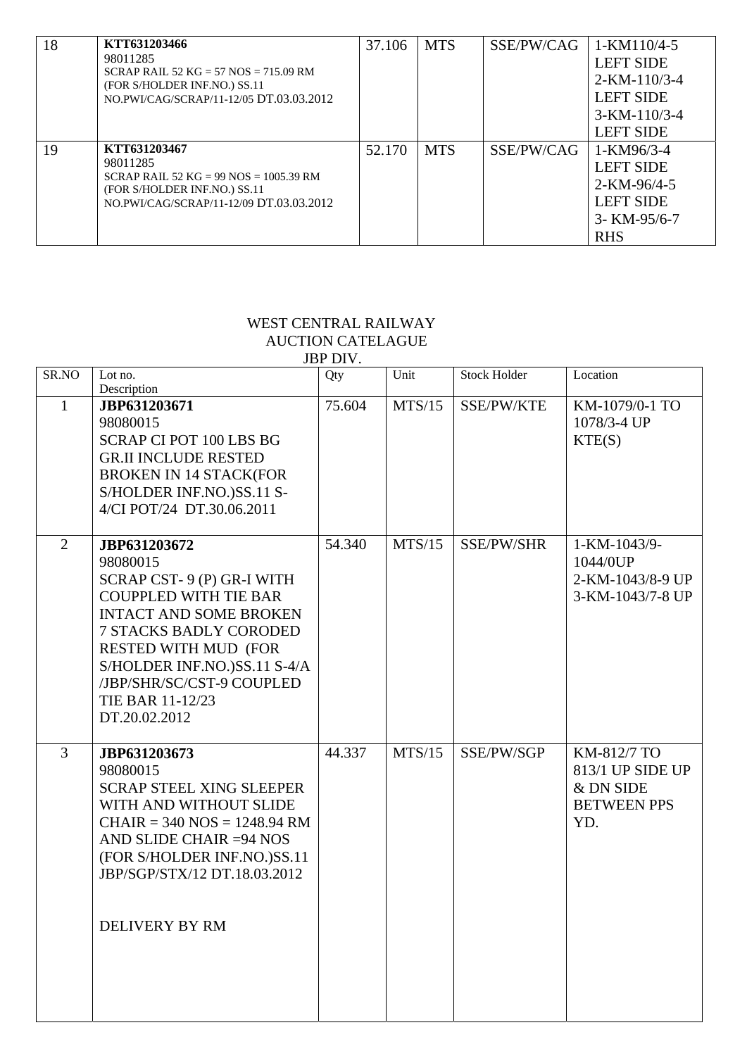| 18 | **KTT631203466**<br>98011285<br>SCRAP RAIL 52 KG = 57 NOS = 715.09 RM<br>(FOR S/HOLDER INF.NO.) SS.11<br>NO.PWI/CAG/SCRAP/11-12/05 DT.03.03.2012 | 37.106 | MTS | SSE/PW/CAG | 1-KM110/4-5<br>LEFT SIDE<br>2-KM-110/3-4<br>LEFT SIDE<br>3-KM-110/3-4<br>LEFT SIDE |
|---|---|---|---|---|---|
| 19 | **KTT631203467**<br>98011285<br>SCRAP RAIL 52 KG = 99 NOS = 1005.39 RM<br>(FOR S/HOLDER INF.NO.) SS.11<br>NO.PWI/CAG/SCRAP/11-12/09 DT.03.03.2012 | 52.170 | MTS | SSE/PW/CAG | 1-KM96/3-4<br>LEFT SIDE<br>2-KM-96/4-5<br>LEFT SIDE<br>3- KM-95/6-7<br>RHS |

WEST CENTRAL RAILWAY
AUCTION CATELAGUE
JBP DIV.

| SR.NO | Lot no.<br>Description | Qty | Unit | Stock Holder | Location |
|---|---|---|---|---|---|
| 1 | **JBP631203671**<br>98080015<br>SCRAP CI POT 100 LBS BG GR.II INCLUDE RESTED BROKEN IN 14 STACK(FOR S/HOLDER INF.NO.)SS.11 S-4/CI POT/24 DT.30.06.2011 | 75.604 | MTS/15 | SSE/PW/KTE | KM-1079/0-1 TO 1078/3-4 UP KTE(S) |
| 2 | **JBP631203672**<br>98080015<br>SCRAP CST- 9 (P) GR-I WITH COUPPLED WITH TIE BAR INTACT AND SOME BROKEN 7 STACKS BADLY CORODED RESTED WITH MUD (FOR S/HOLDER INF.NO.)SS.11 S-4/A /JBP/SHR/SC/CST-9 COUPLED TIE BAR 11-12/23 DT.20.02.2012 | 54.340 | MTS/15 | SSE/PW/SHR | 1-KM-1043/9-1044/0UP<br>2-KM-1043/8-9 UP<br>3-KM-1043/7-8 UP |
| 3 | **JBP631203673**<br>98080015<br>SCRAP STEEL XING SLEEPER WITH AND WITHOUT SLIDE CHAIR = 340 NOS = 1248.94 RM AND SLIDE CHAIR =94 NOS (FOR S/HOLDER INF.NO.)SS.11 JBP/SGP/STX/12 DT.18.03.2012<br><br>DELIVERY BY RM | 44.337 | MTS/15 | SSE/PW/SGP | KM-812/7 TO 813/1 UP SIDE UP & DN SIDE BETWEEN PPS YD. |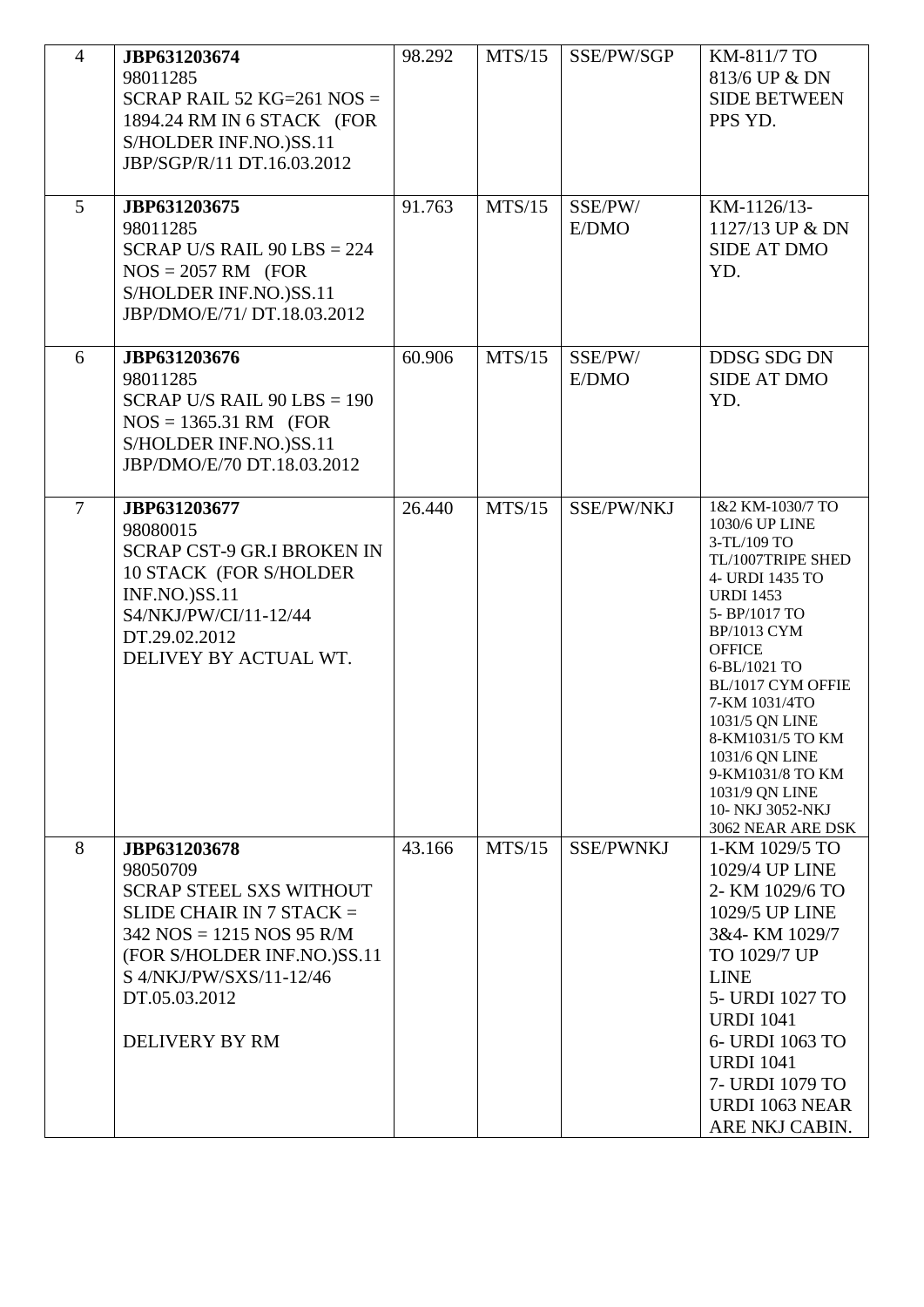| | | | | | |
|---|---|---|---|---|---|
| 4 | **JBP631203674**<br>98011285<br>SCRAP RAIL 52 KG=261 NOS = 1894.24 RM IN 6 STACK (FOR S/HOLDER INF.NO.)SS.11 JBP/SGP/R/11 DT.16.03.2012 | 98.292 | MTS/15 | SSE/PW/SGP | KM-811/7 TO 813/6 UP & DN SIDE BETWEEN PPS YD. |
| 5 | **JBP631203675**<br>98011285<br>SCRAP U/S RAIL 90 LBS = 224 NOS = 2057 RM (FOR S/HOLDER INF.NO.)SS.11 JBP/DMO/E/71/ DT.18.03.2012 | 91.763 | MTS/15 | SSE/PW/ E/DMO | KM-1126/13-1127/13 UP & DN SIDE AT DMO YD. |
| 6 | **JBP631203676**<br>98011285<br>SCRAP U/S RAIL 90 LBS = 190 NOS = 1365.31 RM (FOR S/HOLDER INF.NO.)SS.11 JBP/DMO/E/70 DT.18.03.2012 | 60.906 | MTS/15 | SSE/PW/ E/DMO | DDSG SDG DN SIDE AT DMO YD. |
| 7 | **JBP631203677**<br>98080015<br>SCRAP CST-9 GR.I BROKEN IN 10 STACK (FOR S/HOLDER INF.NO.)SS.11 S4/NKJ/PW/CI/11-12/44 DT.29.02.2012<br>DELIVEY BY ACTUAL WT. | 26.440 | MTS/15 | SSE/PW/NKJ | 1&2 KM-1030/7 TO 1030/6 UP LINE<br>3-TL/109 TO TL/1007TRIPE SHED<br>4- URDI 1435 TO URDI 1453<br>5- BP/1017 TO BP/1013 CYM OFFICE<br>6-BL/1021 TO BL/1017 CYM OFFIE<br>7-KM 1031/4TO 1031/5 QN LINE<br>8-KM1031/5 TO KM 1031/6 QN LINE<br>9-KM1031/8 TO KM 1031/9 QN LINE<br>10- NKJ 3052-NKJ 3062 NEAR ARE DSK |
| 8 | **JBP631203678**<br>98050709<br>SCRAP STEEL SXS WITHOUT SLIDE CHAIR IN 7 STACK = 342 NOS = 1215 NOS 95 R/M (FOR S/HOLDER INF.NO.)SS.11 S 4/NKJ/PW/SXS/11-12/46 DT.05.03.2012<br><br>DELIVERY BY RM | 43.166 | MTS/15 | SSE/PWNKJ | 1-KM 1029/5 TO 1029/4 UP LINE<br>2- KM 1029/6 TO 1029/5 UP LINE<br>3&4- KM 1029/7 TO 1029/7 UP LINE<br>5- URDI 1027 TO URDI 1041<br>6- URDI 1063 TO URDI 1041<br>7- URDI 1079 TO URDI 1063 NEAR ARE NKJ CABIN. |